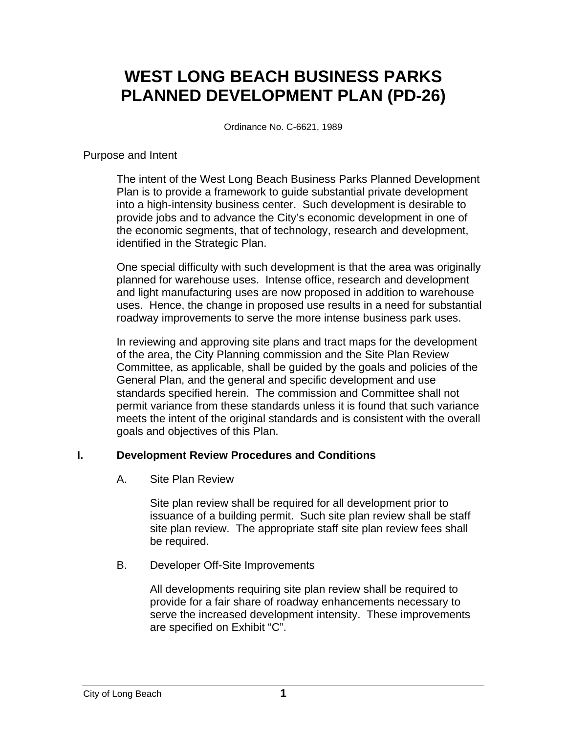# WEST LONG BEACH BUSINESS PARKS PLANNED DEVELOPMENT PLAN (PD-26)

Ordinance No. C-6621, 1989

Purpose and Intent

The intent of the West Long Beach Business Parks Planned Development Plan is to provide a framework to guide substantial private development into a high-intensity business center. Such development is desirable to provide jobs and to advance the City's economic development in one of the economic segments, that of technology, research and development, identified in the Strategic Plan.

One special difficulty with such development is that the area was originally planned for warehouse uses. Intense office, research and development and light manufacturing uses are now proposed in addition to warehouse uses. Hence, the change in proposed use results in a need for substantial roadway improvements to serve the more intense business park uses.

In reviewing and approving site plans and tract maps for the development of the area, the City Planning commission and the Site Plan Review Committee, as applicable, shall be guided by the goals and policies of the General Plan, and the general and specific development and use standards specified herein. The commission and Committee shall not permit variance from these standards unless it is found that such variance meets the intent of the original standards and is consistent with the overall goals and objectives of this Plan.

## I. Development Review Procedures and Conditions

A. Site Plan Review

Site plan review shall be required for all development prior to issuance of a building permit. Such site plan review shall be staff site plan review. The appropriate staff site plan review fees shall be required.

B. Developer Off-Site Improvements

All developments requiring site plan review shall be required to provide for a fair share of roadway enhancements necessary to serve the increased development intensity. These improvements are specified on Exhibit "C".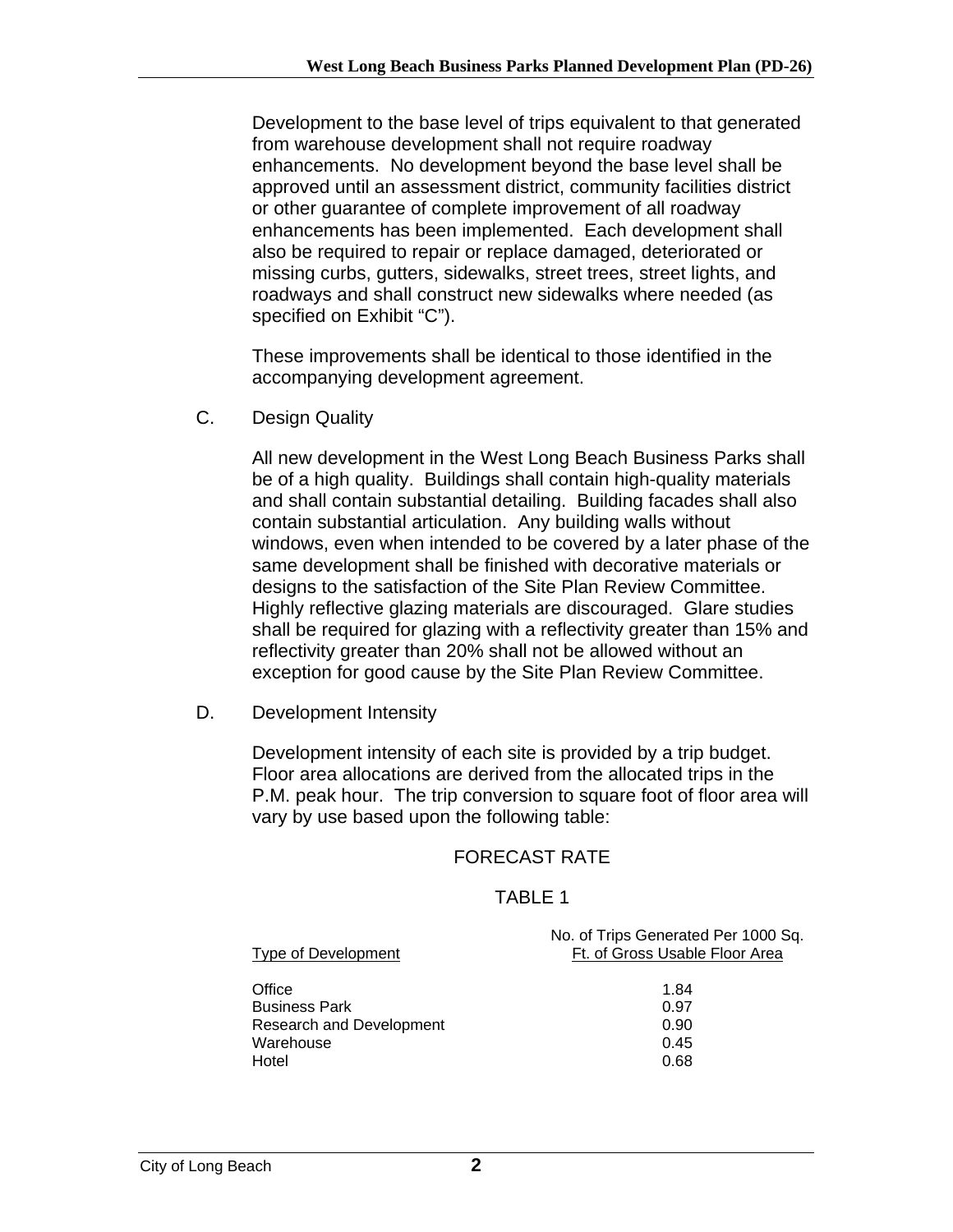Development to the base level of trips equivalent to that generated from warehouse development shall not require roadway enhancements. No development beyond the base level shall be approved until an assessment district, community facilities district or other guarantee of complete improvement of all roadway enhancements has been implemented. Each development shall also be required to repair or replace damaged, deteriorated or missing curbs, gutters, sidewalks, street trees, street lights, and roadways and shall construct new sidewalks where needed (as specified on Exhibit “C”).

These improvements shall be identical to those identified in the accompanying development agreement.

C. Design Quality

All new development in the West Long Beach Business Parks shall be of a high quality. Buildings shall contain high-quality materials and shall contain substantial detailing. Building facades shall also contain substantial articulation. Any building walls without windows, even when intended to be covered by a later phase of the same development shall be finished with decorative materials or designs to the satisfaction of the Site Plan Review Committee. Highly reflective glazing materials are discouraged. Glare studies shall be required for glazing with a reflectivity greater than 15% and reflectivity greater than 20% shall not be allowed without an exception for good cause by the Site Plan Review Committee.

D. Development Intensity

Development intensity of each site is provided by a trip budget. Floor area allocations are derived from the allocated trips in the P.M. peak hour. The trip conversion to square foot of floor area will vary by use based upon the following table:

FORECAST RATE

TABLE 1

| Type of Development | No. of Trips Generated Per 1000 Sq. Ft. of Gross Usable Floor Area |
|---|---|
| Office | 1.84 |
| Business Park | 0.97 |
| Research and Development | 0.90 |
| Warehouse | 0.45 |
| Hotel | 0.68 |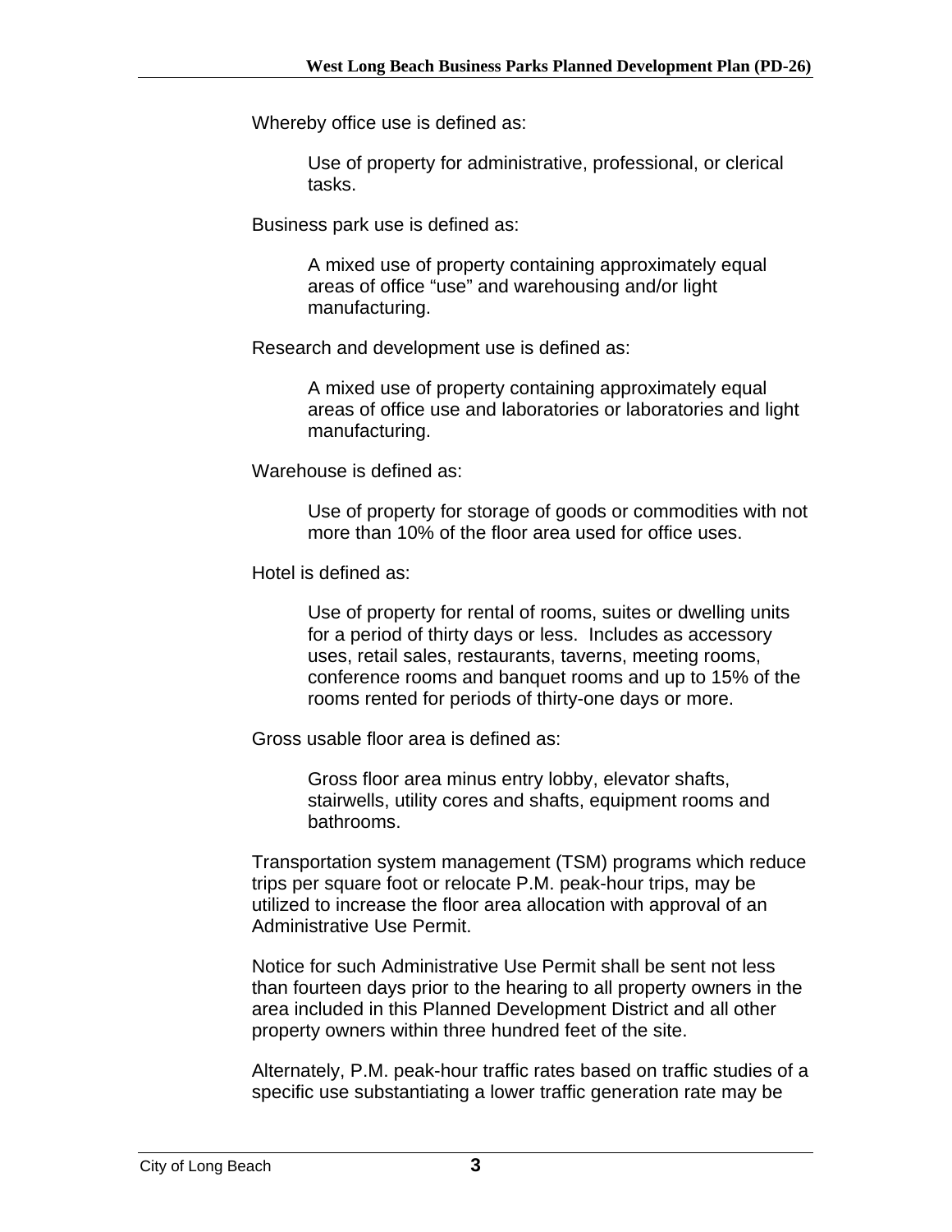Whereby office use is defined as:

> Use of property for administrative, professional, or clerical tasks.

Business park use is defined as:

> A mixed use of property containing approximately equal areas of office “use” and warehousing and/or light manufacturing.

Research and development use is defined as:

> A mixed use of property containing approximately equal areas of office use and laboratories or laboratories and light manufacturing.

Warehouse is defined as:

> Use of property for storage of goods or commodities with not more than 10% of the floor area used for office uses.

Hotel is defined as:

> Use of property for rental of rooms, suites or dwelling units for a period of thirty days or less. Includes as accessory uses, retail sales, restaurants, taverns, meeting rooms, conference rooms and banquet rooms and up to 15% of the rooms rented for periods of thirty-one days or more.

Gross usable floor area is defined as:

> Gross floor area minus entry lobby, elevator shafts, stairwells, utility cores and shafts, equipment rooms and bathrooms.

Transportation system management (TSM) programs which reduce trips per square foot or relocate P.M. peak-hour trips, may be utilized to increase the floor area allocation with approval of an Administrative Use Permit.

Notice for such Administrative Use Permit shall be sent not less than fourteen days prior to the hearing to all property owners in the area included in this Planned Development District and all other property owners within three hundred feet of the site.

Alternately, P.M. peak-hour traffic rates based on traffic studies of a specific use substantiating a lower traffic generation rate may be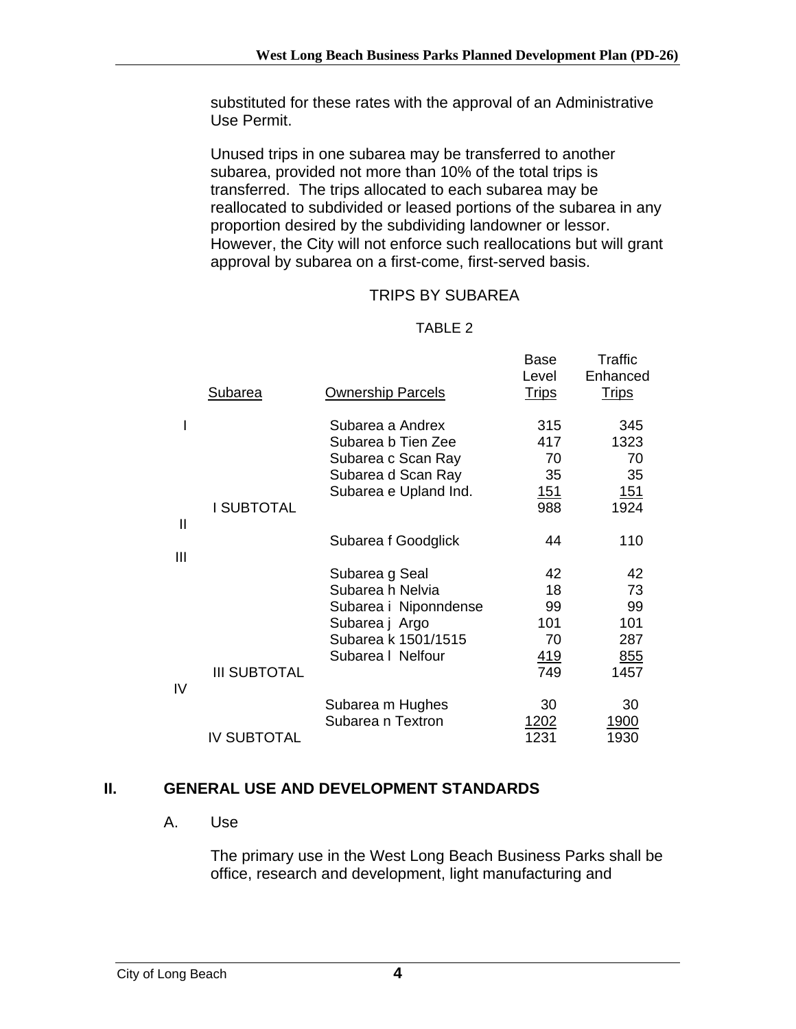substituted for these rates with the approval of an Administrative Use Permit.

Unused trips in one subarea may be transferred to another subarea, provided not more than 10% of the total trips is transferred. The trips allocated to each subarea may be reallocated to subdivided or leased portions of the subarea in any proportion desired by the subdividing landowner or lessor. However, the City will not enforce such reallocations but will grant approval by subarea on a first-come, first-served basis.

TRIPS BY SUBAREA

TABLE 2

| | Subarea | Ownership Parcels | Base Level Trips | Traffic Enhanced Trips |
|---|---|---|---|---|
| I | | Subarea a Andrex | 315 | 345 |
| | | Subarea b Tien Zee | 417 | 1323 |
| | | Subarea c Scan Ray | 70 | 70 |
| | | Subarea d Scan Ray | 35 | 35 |
| | | Subarea e Upland Ind. | 151 | 151 |
| | I SUBTOTAL | | 988 | 1924 |
| II | | | | |
| | | Subarea f Goodglick | 44 | 110 |
| III | | | | |
| | | Subarea g Seal | 42 | 42 |
| | | Subarea h Nelvia | 18 | 73 |
| | | Subarea i Niponndense | 99 | 99 |
| | | Subarea j Argo | 101 | 101 |
| | | Subarea k 1501/1515 | 70 | 287 |
| | | Subarea l Nelfour | 419 | 855 |
| | III SUBTOTAL | | 749 | 1457 |
| IV | | | | |
| | | Subarea m Hughes | 30 | 30 |
| | | Subarea n Textron | 1202 | 1900 |
| | IV SUBTOTAL | | 1231 | 1930 |

## II. GENERAL USE AND DEVELOPMENT STANDARDS

### A. Use

The primary use in the West Long Beach Business Parks shall be office, research and development, light manufacturing and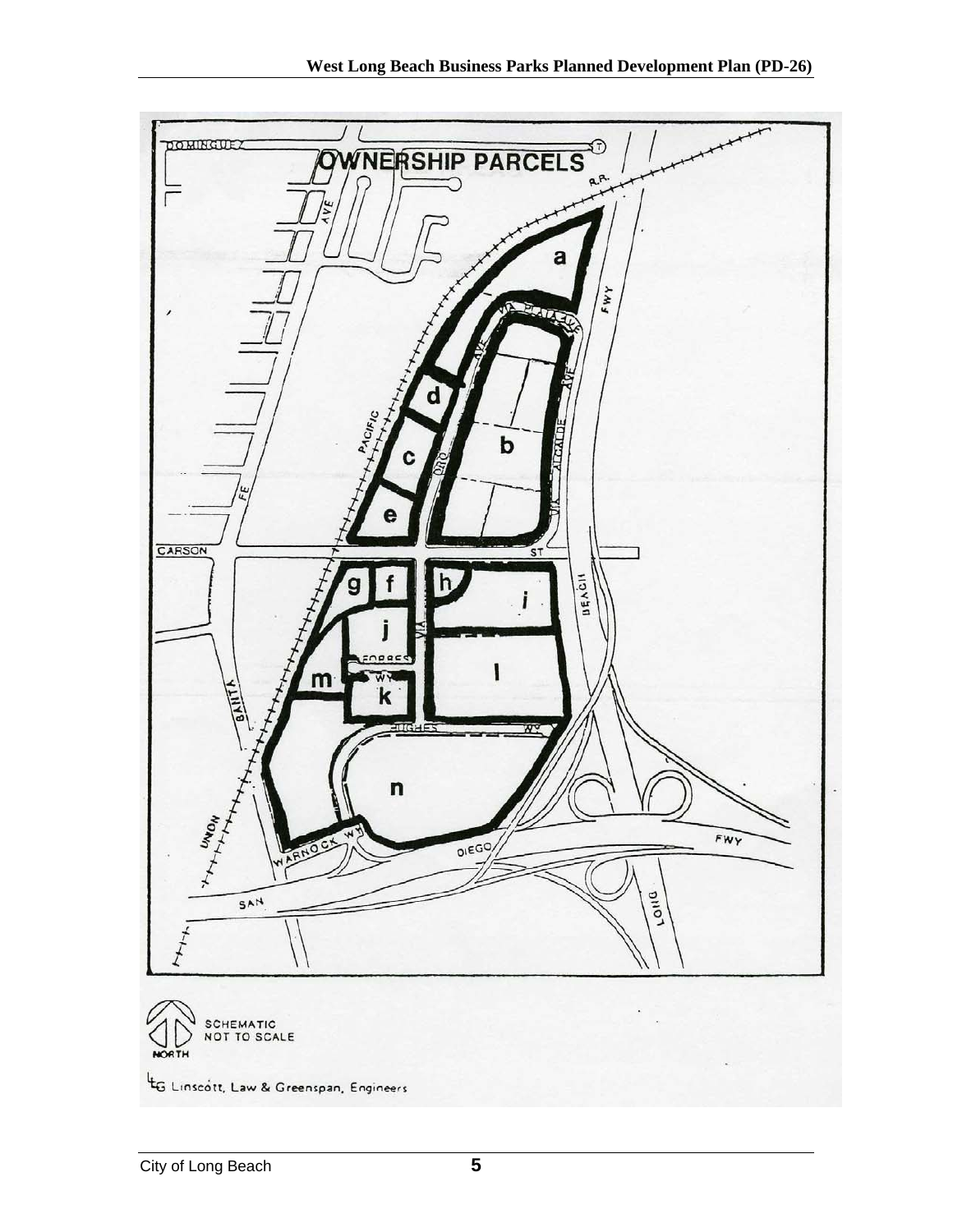OWNERSHIP PARCELS

SCHEMATIC NOT TO SCALE

NORTH

Linscott, Law & Greenspan, Engineers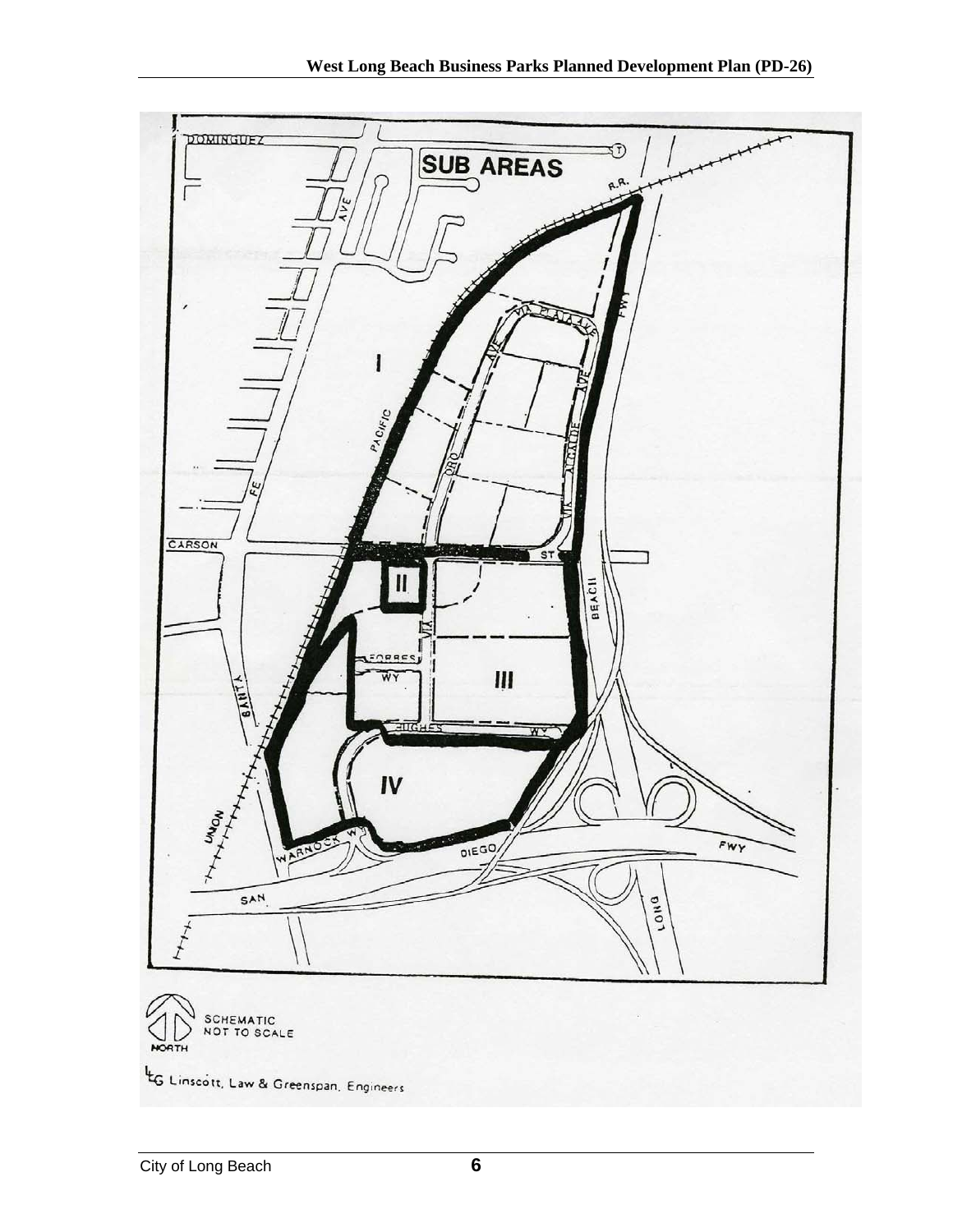SUB AREAS

DOMINGUEZ

AVE

R.R.

FWY

VIA PLAZA AVE

I

PACIFIC

ORO

ALCALDE

AVE

FE

VIA

CARSON

ST

II

BEACH

VIA

FORBES

WY

III

SANTA

HUGHES

WY

IV

UNION

WARNOCK WY

DIEGO

FWY

SAN

LONG

NORTH

SCHEMATIC NOT TO SCALE

LG Linscott, Law & Greenspan, Engineers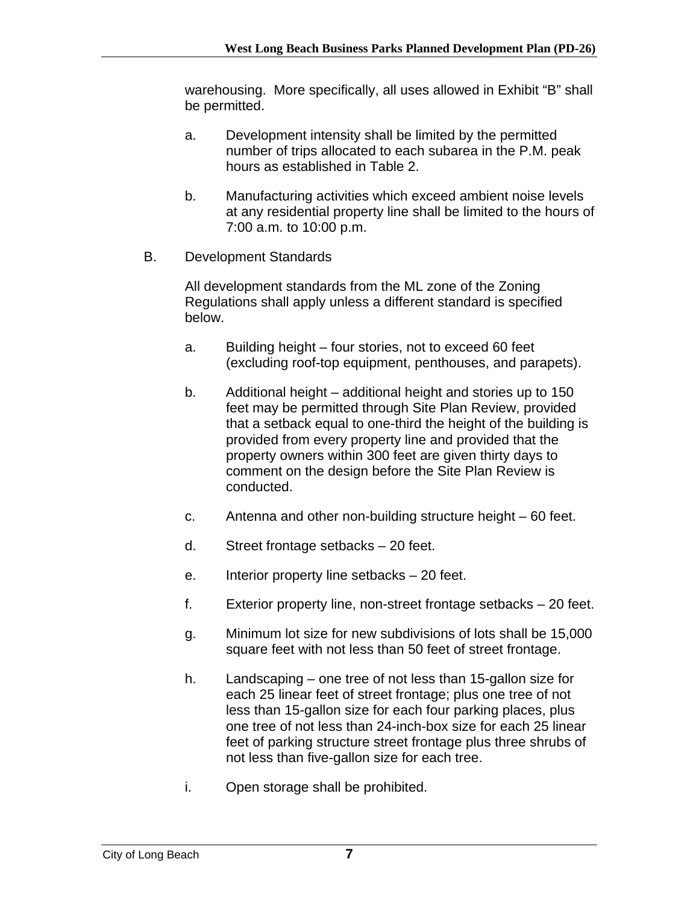warehousing. More specifically, all uses allowed in Exhibit "B" shall be permitted.

a. Development intensity shall be limited by the permitted number of trips allocated to each subarea in the P.M. peak hours as established in Table 2.

b. Manufacturing activities which exceed ambient noise levels at any residential property line shall be limited to the hours of 7:00 a.m. to 10:00 p.m.

B. Development Standards

All development standards from the ML zone of the Zoning Regulations shall apply unless a different standard is specified below.

a. Building height – four stories, not to exceed 60 feet (excluding roof-top equipment, penthouses, and parapets).

b. Additional height – additional height and stories up to 150 feet may be permitted through Site Plan Review, provided that a setback equal to one-third the height of the building is provided from every property line and provided that the property owners within 300 feet are given thirty days to comment on the design before the Site Plan Review is conducted.

c. Antenna and other non-building structure height – 60 feet.

d. Street frontage setbacks – 20 feet.

e. Interior property line setbacks – 20 feet.

f. Exterior property line, non-street frontage setbacks – 20 feet.

g. Minimum lot size for new subdivisions of lots shall be 15,000 square feet with not less than 50 feet of street frontage.

h. Landscaping – one tree of not less than 15-gallon size for each 25 linear feet of street frontage; plus one tree of not less than 15-gallon size for each four parking places, plus one tree of not less than 24-inch-box size for each 25 linear feet of parking structure street frontage plus three shrubs of not less than five-gallon size for each tree.

i. Open storage shall be prohibited.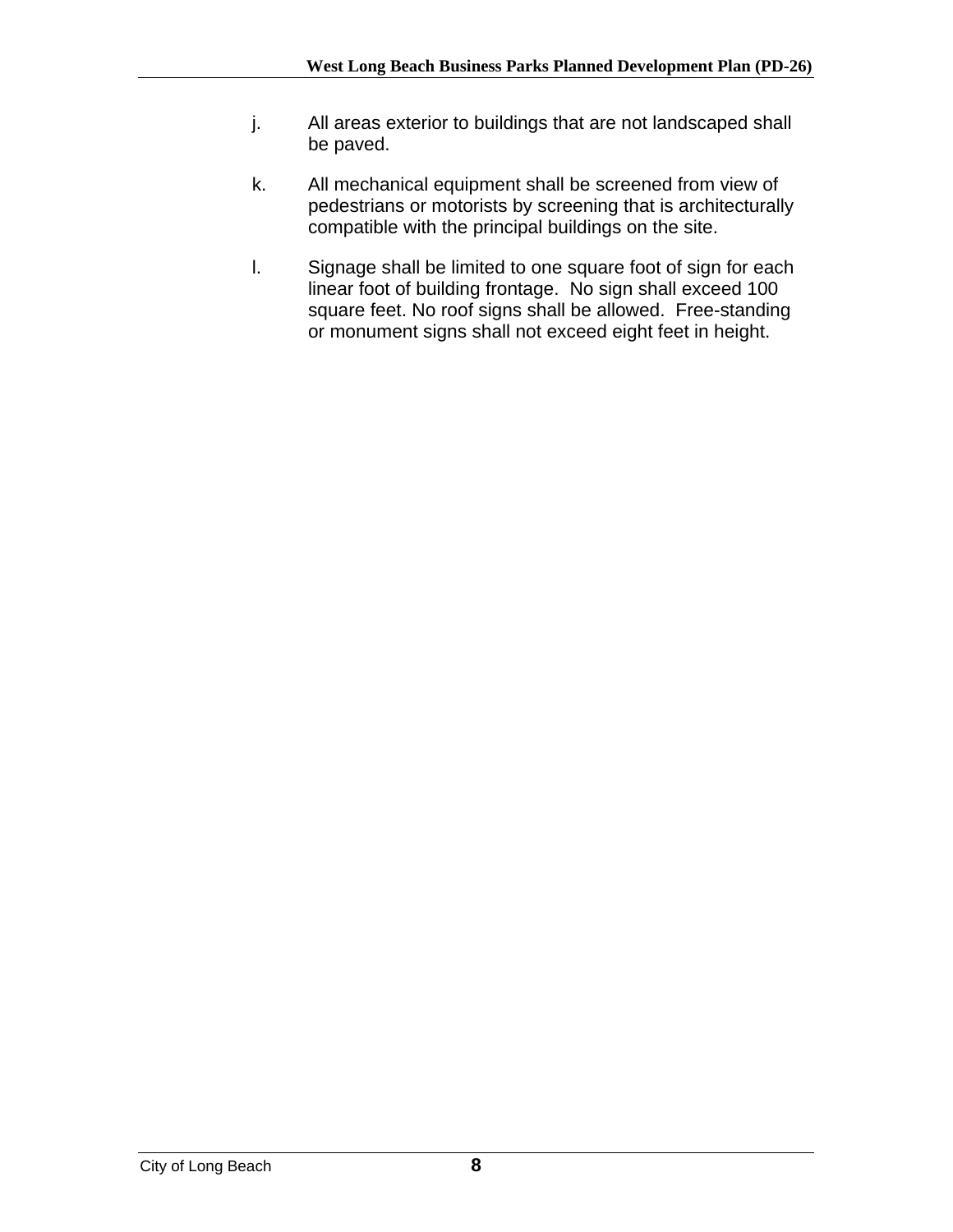j. All areas exterior to buildings that are not landscaped shall be paved.

k. All mechanical equipment shall be screened from view of pedestrians or motorists by screening that is architecturally compatible with the principal buildings on the site.

l. Signage shall be limited to one square foot of sign for each linear foot of building frontage. No sign shall exceed 100 square feet. No roof signs shall be allowed. Free-standing or monument signs shall not exceed eight feet in height.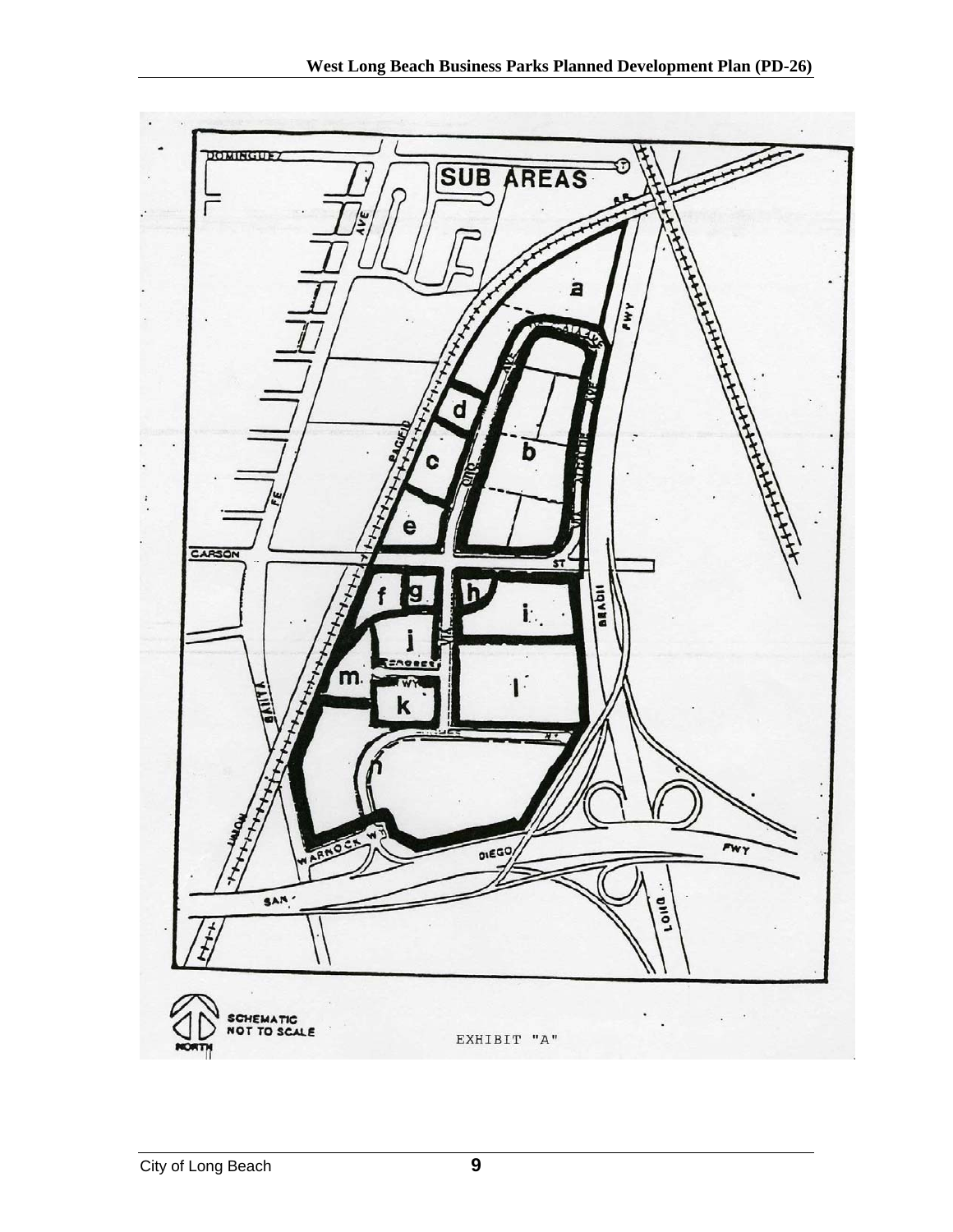SUB AREAS

SCHEMATIC NOT TO SCALE

EXHIBIT "A"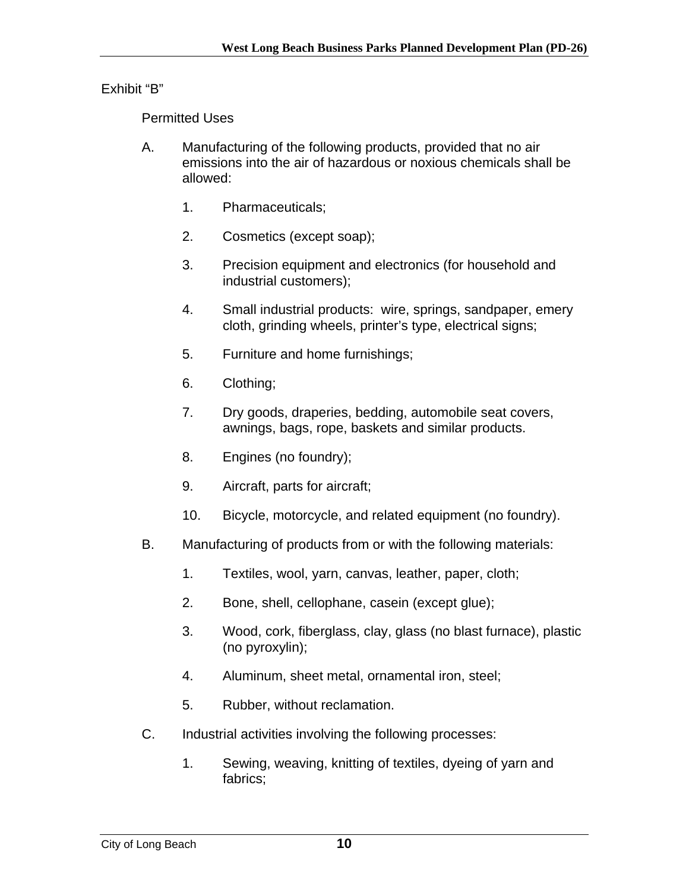Exhibit "B"

Permitted Uses

A. Manufacturing of the following products, provided that no air emissions into the air of hazardous or noxious chemicals shall be allowed:

   1. Pharmaceuticals;

   2. Cosmetics (except soap);

   3. Precision equipment and electronics (for household and industrial customers);

   4. Small industrial products: wire, springs, sandpaper, emery cloth, grinding wheels, printer's type, electrical signs;

   5. Furniture and home furnishings;

   6. Clothing;

   7. Dry goods, draperies, bedding, automobile seat covers, awnings, bags, rope, baskets and similar products.

   8. Engines (no foundry);

   9. Aircraft, parts for aircraft;

   10. Bicycle, motorcycle, and related equipment (no foundry).

B. Manufacturing of products from or with the following materials:

   1. Textiles, wool, yarn, canvas, leather, paper, cloth;

   2. Bone, shell, cellophane, casein (except glue);

   3. Wood, cork, fiberglass, clay, glass (no blast furnace), plastic (no pyroxylin);

   4. Aluminum, sheet metal, ornamental iron, steel;

   5. Rubber, without reclamation.

C. Industrial activities involving the following processes:

   1. Sewing, weaving, knitting of textiles, dyeing of yarn and fabrics;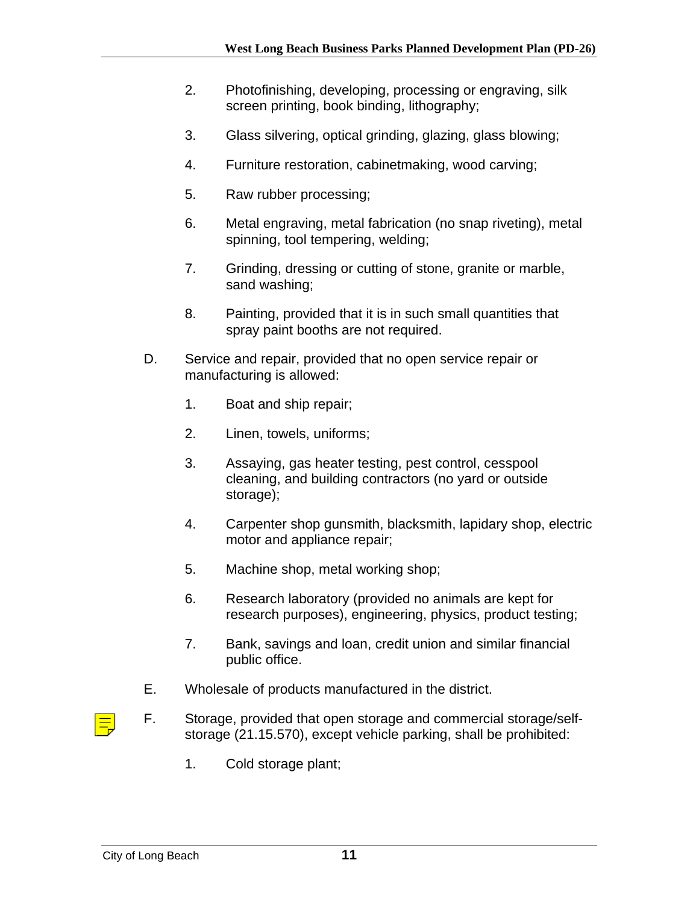2. Photofinishing, developing, processing or engraving, silk screen printing, book binding, lithography;

3. Glass silvering, optical grinding, glazing, glass blowing;

4. Furniture restoration, cabinetmaking, wood carving;

5. Raw rubber processing;

6. Metal engraving, metal fabrication (no snap riveting), metal spinning, tool tempering, welding;

7. Grinding, dressing or cutting of stone, granite or marble, sand washing;

8. Painting, provided that it is in such small quantities that spray paint booths are not required.

D. Service and repair, provided that no open service repair or manufacturing is allowed:

1. Boat and ship repair;

2. Linen, towels, uniforms;

3. Assaying, gas heater testing, pest control, cesspool cleaning, and building contractors (no yard or outside storage);

4. Carpenter shop gunsmith, blacksmith, lapidary shop, electric motor and appliance repair;

5. Machine shop, metal working shop;

6. Research laboratory (provided no animals are kept for research purposes), engineering, physics, product testing;

7. Bank, savings and loan, credit union and similar financial public office.

E. Wholesale of products manufactured in the district.

F. Storage, provided that open storage and commercial storage/self-storage (21.15.570), except vehicle parking, shall be prohibited:

1. Cold storage plant;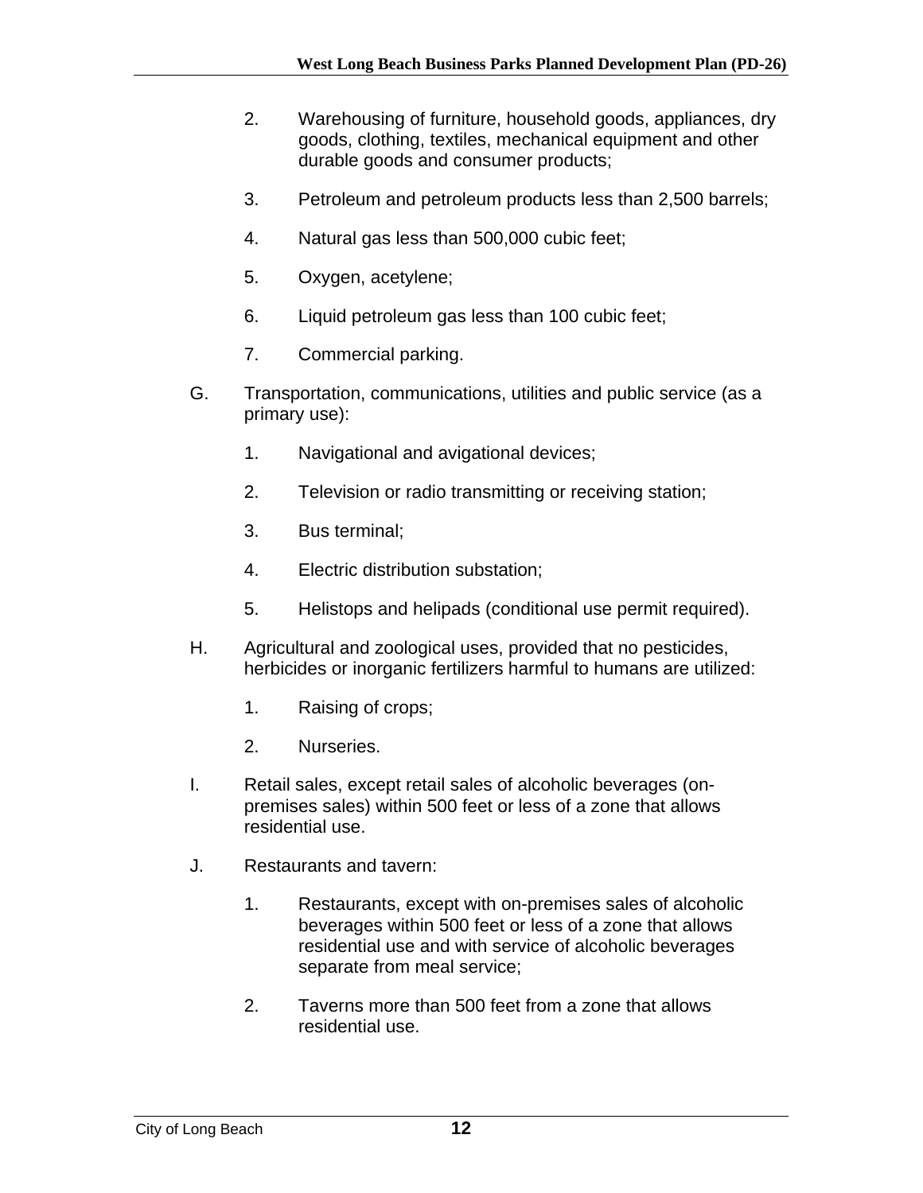2. Warehousing of furniture, household goods, appliances, dry goods, clothing, textiles, mechanical equipment and other durable goods and consumer products;

3. Petroleum and petroleum products less than 2,500 barrels;

4. Natural gas less than 500,000 cubic feet;

5. Oxygen, acetylene;

6. Liquid petroleum gas less than 100 cubic feet;

7. Commercial parking.

G. Transportation, communications, utilities and public service (as a primary use):

 1. Navigational and avigational devices;

 2. Television or radio transmitting or receiving station;

 3. Bus terminal;

 4. Electric distribution substation;

 5. Helistops and helipads (conditional use permit required).

H. Agricultural and zoological uses, provided that no pesticides, herbicides or inorganic fertilizers harmful to humans are utilized:

 1. Raising of crops;

 2. Nurseries.

I. Retail sales, except retail sales of alcoholic beverages (on-premises sales) within 500 feet or less of a zone that allows residential use.

J. Restaurants and tavern:

 1. Restaurants, except with on-premises sales of alcoholic beverages within 500 feet or less of a zone that allows residential use and with service of alcoholic beverages separate from meal service;

 2. Taverns more than 500 feet from a zone that allows residential use.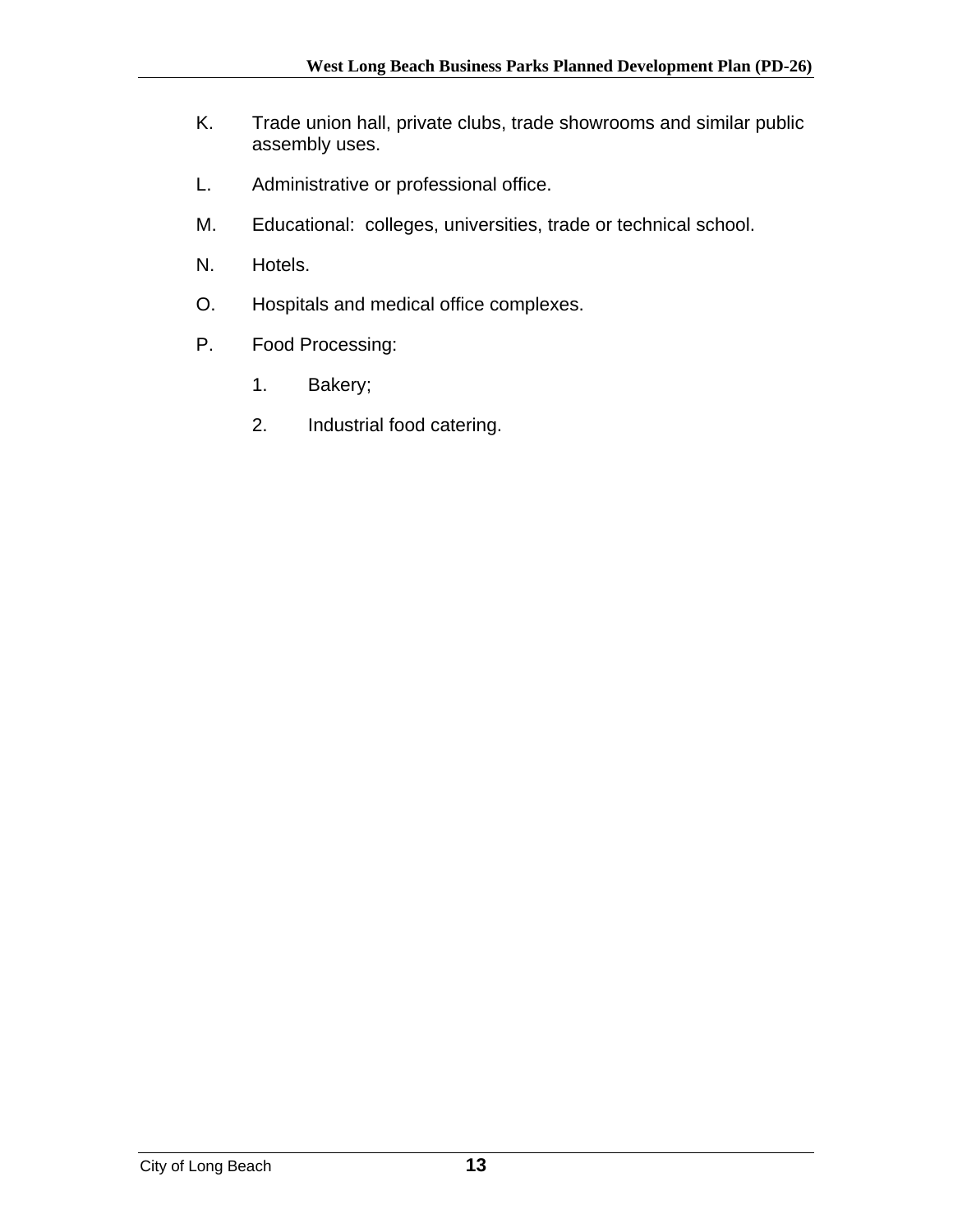K. Trade union hall, private clubs, trade showrooms and similar public assembly uses.

L. Administrative or professional office.

M. Educational: colleges, universities, trade or technical school.

N. Hotels.

O. Hospitals and medical office complexes.

P. Food Processing:

   1. Bakery;

   2. Industrial food catering.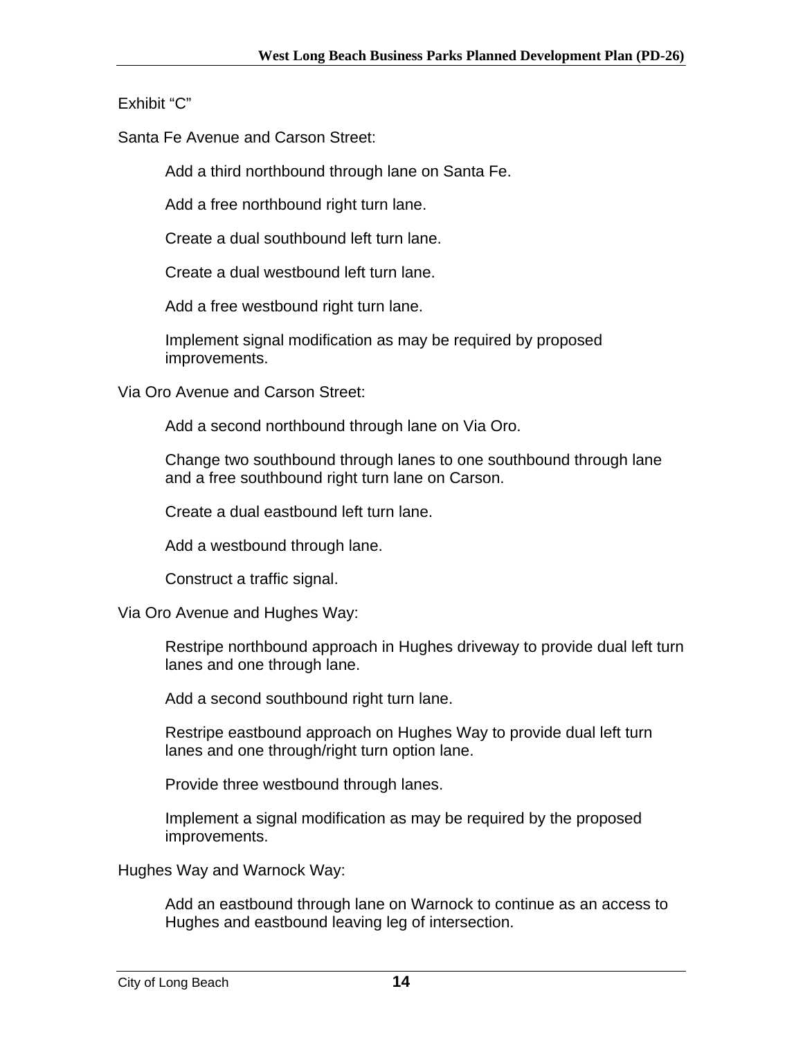Exhibit “C”

Santa Fe Avenue and Carson Street:

> Add a third northbound through lane on Santa Fe.
>
> Add a free northbound right turn lane.
>
> Create a dual southbound left turn lane.
>
> Create a dual westbound left turn lane.
>
> Add a free westbound right turn lane.
>
> Implement signal modification as may be required by proposed improvements.

Via Oro Avenue and Carson Street:

> Add a second northbound through lane on Via Oro.
>
> Change two southbound through lanes to one southbound through lane and a free southbound right turn lane on Carson.
>
> Create a dual eastbound left turn lane.
>
> Add a westbound through lane.
>
> Construct a traffic signal.

Via Oro Avenue and Hughes Way:

> Restripe northbound approach in Hughes driveway to provide dual left turn lanes and one through lane.
>
> Add a second southbound right turn lane.
>
> Restripe eastbound approach on Hughes Way to provide dual left turn lanes and one through/right turn option lane.
>
> Provide three westbound through lanes.
>
> Implement a signal modification as may be required by the proposed improvements.

Hughes Way and Warnock Way:

> Add an eastbound through lane on Warnock to continue as an access to Hughes and eastbound leaving leg of intersection.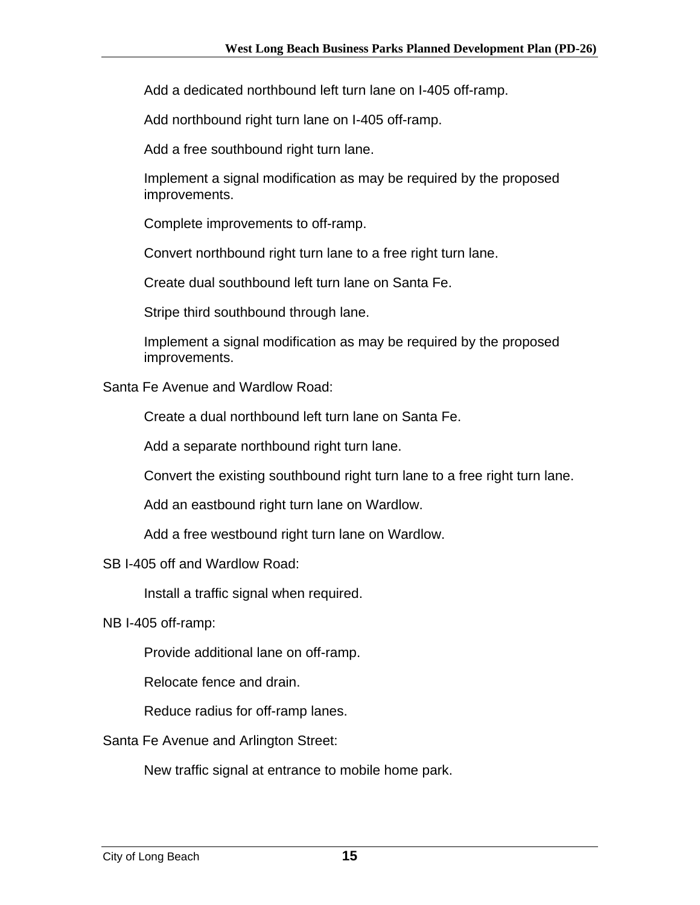Add a dedicated northbound left turn lane on I-405 off-ramp.

Add northbound right turn lane on I-405 off-ramp.

Add a free southbound right turn lane.

Implement a signal modification as may be required by the proposed improvements.

Complete improvements to off-ramp.

Convert northbound right turn lane to a free right turn lane.

Create dual southbound left turn lane on Santa Fe.

Stripe third southbound through lane.

Implement a signal modification as may be required by the proposed improvements.

Santa Fe Avenue and Wardlow Road:

Create a dual northbound left turn lane on Santa Fe.

Add a separate northbound right turn lane.

Convert the existing southbound right turn lane to a free right turn lane.

Add an eastbound right turn lane on Wardlow.

Add a free westbound right turn lane on Wardlow.

SB I-405 off and Wardlow Road:

Install a traffic signal when required.

NB I-405 off-ramp:

Provide additional lane on off-ramp.

Relocate fence and drain.

Reduce radius for off-ramp lanes.

Santa Fe Avenue and Arlington Street:

New traffic signal at entrance to mobile home park.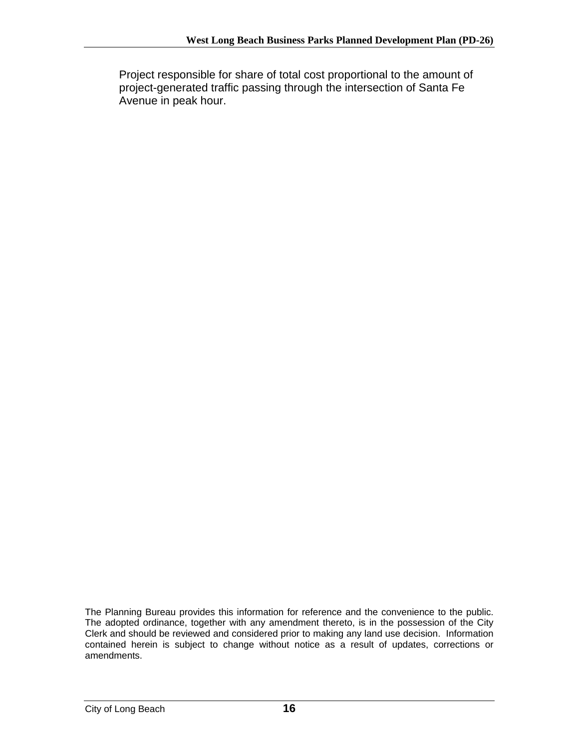Project responsible for share of total cost proportional to the amount of project-generated traffic passing through the intersection of Santa Fe Avenue in peak hour.

The Planning Bureau provides this information for reference and the convenience to the public. The adopted ordinance, together with any amendment thereto, is in the possession of the City Clerk and should be reviewed and considered prior to making any land use decision. Information contained herein is subject to change without notice as a result of updates, corrections or amendments.